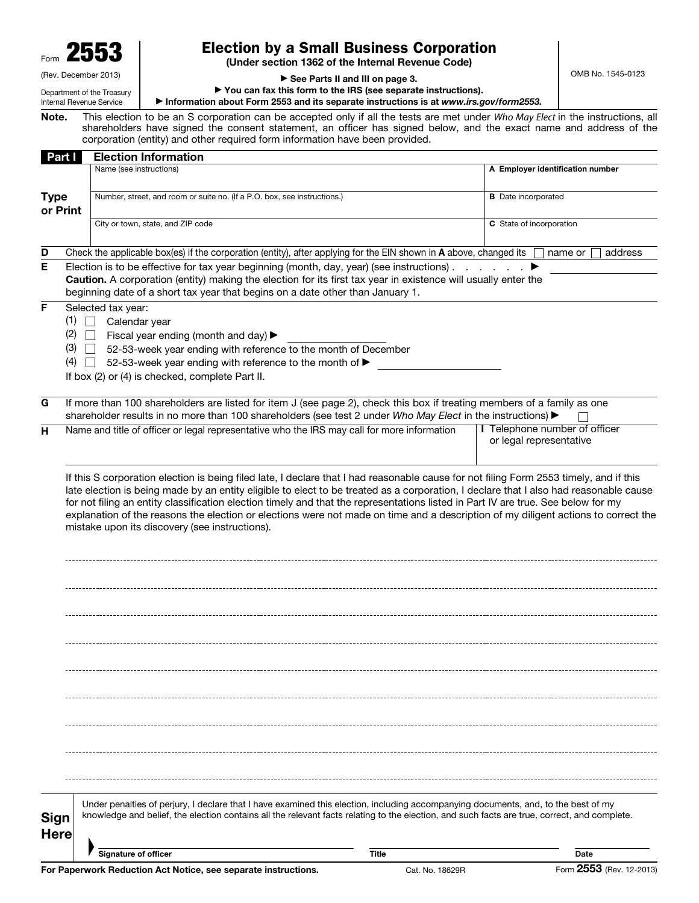Form **2553**

(Rev. December 2013)

Department of the Treasury
Internal Revenue Service

# Election by a Small Business Corporation

**(Under section 1362 of the Internal Revenue Code)**

▶ **See Parts II and III on page 3.**

▶ **You can fax this form to the IRS (see separate instructions).**

▶ **Information about Form 2553 and its separate instructions is at *www.irs.gov/form2553*.**

OMB No. 1545-0123

**Note.** This election to be an S corporation can be accepted only if all the tests are met under *Who May Elect* in the instructions, all shareholders have signed the consent statement, an officer has signed below, and the exact name and address of the corporation (entity) and other required form information have been provided.

## Part I Election Information

| | | |
|---|---|---|
| **Type or Print** | Name (see instructions) | **A** Employer identification number |
| | Number, street, and room or suite no. (If a P.O. box, see instructions.) | **B** Date incorporated |
| | City or town, state, and ZIP code | **C** State of incorporation |

**D** Check the applicable box(es) if the corporation (entity), after applying for the EIN shown in **A** above, changed its ☐ name or ☐ address

**E** Election is to be effective for tax year beginning (month, day, year) (see instructions) . . . . . . . ▶ ____________

**Caution.** A corporation (entity) making the election for its first tax year in existence will usually enter the beginning date of a short tax year that begins on a date other than January 1.

**F** Selected tax year:

(1) ☐ Calendar year

(2) ☐ Fiscal year ending (month and day) ▶ ____________

(3) ☐ 52-53-week year ending with reference to the month of December

(4) ☐ 52-53-week year ending with reference to the month of ▶ ____________

If box (2) or (4) is checked, complete Part II.

**G** If more than 100 shareholders are listed for item J (see page 2), check this box if treating members of a family as one shareholder results in no more than 100 shareholders (see test 2 under *Who May Elect* in the instructions) ▶ ☐

| | |
|---|---|
| **H** Name and title of officer or legal representative who the IRS may call for more information | **I** Telephone number of officer or legal representative |

If this S corporation election is being filed late, I declare that I had reasonable cause for not filing Form 2553 timely, and if this late election is being made by an entity eligible to elect to be treated as a corporation, I declare that I also had reasonable cause for not filing an entity classification election timely and that the representations listed in Part IV are true. See below for my explanation of the reasons the election or elections were not made on time and a description of my diligent actions to correct the mistake upon its discovery (see instructions).

**Sign Here**

Under penalties of perjury, I declare that I have examined this election, including accompanying documents, and, to the best of my knowledge and belief, the election contains all the relevant facts relating to the election, and such facts are true, correct, and complete.

| | | |
|---|---|---|
| ▶ **Signature of officer** | **Title** | **Date** |

**For Paperwork Reduction Act Notice, see separate instructions.** Cat. No. 18629R Form **2553** (Rev. 12-2013)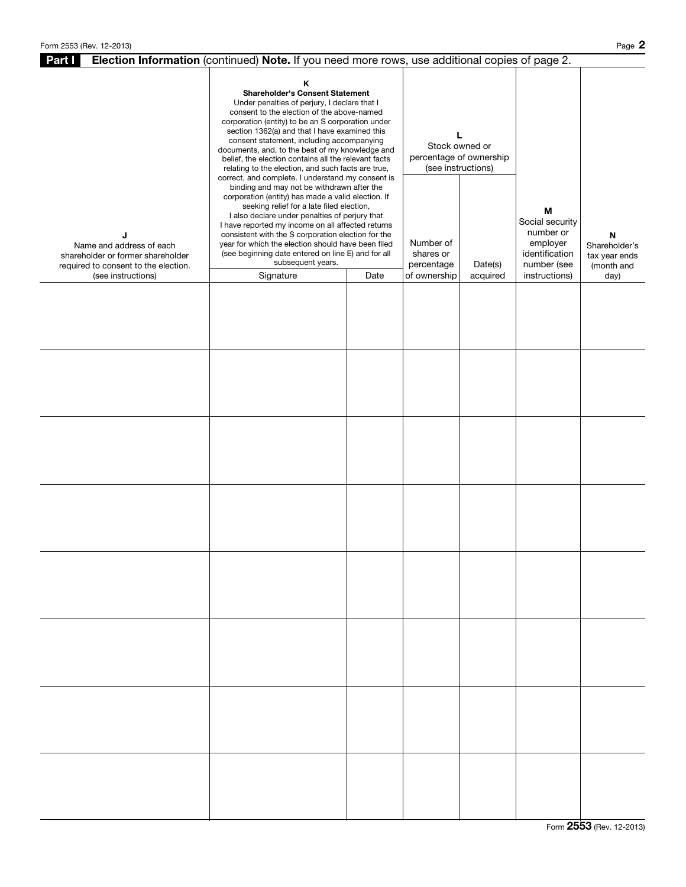## Part I Election Information (continued) **Note.** If you need more rows, use additional copies of page 2.

| J<br>Name and address of each shareholder or former shareholder required to consent to the election. (see instructions) | K<br>**Shareholder's Consent Statement**<br>Under penalties of perjury, I declare that I consent to the election of the above-named corporation (entity) to be an S corporation under section 1362(a) and that I have examined this consent statement, including accompanying documents, and, to the best of my knowledge and belief, the election contains all the relevant facts relating to the election, and such facts are true, correct, and complete. I understand my consent is binding and may not be withdrawn after the corporation (entity) has made a valid election. If seeking relief for a late filed election, I also declare under penalties of perjury that I have reported my income on all affected returns consistent with the S corporation election for the year for which the election should have been filed (see beginning date entered on line E) and for all subsequent years. | | L<br>Stock owned or percentage of ownership (see instructions) | | M<br>Social security number or employer identification number (see instructions) | N<br>Shareholder's tax year ends (month and day) |
|---|---|---|---|---|---|---|
| | Signature | Date | Number of shares or percentage of ownership | Date(s) acquired | | |
| | | | | | | |
| | | | | | | |
| | | | | | | |
| | | | | | | |
| | | | | | | |
| | | | | | | |
| | | | | | | |
| | | | | | | |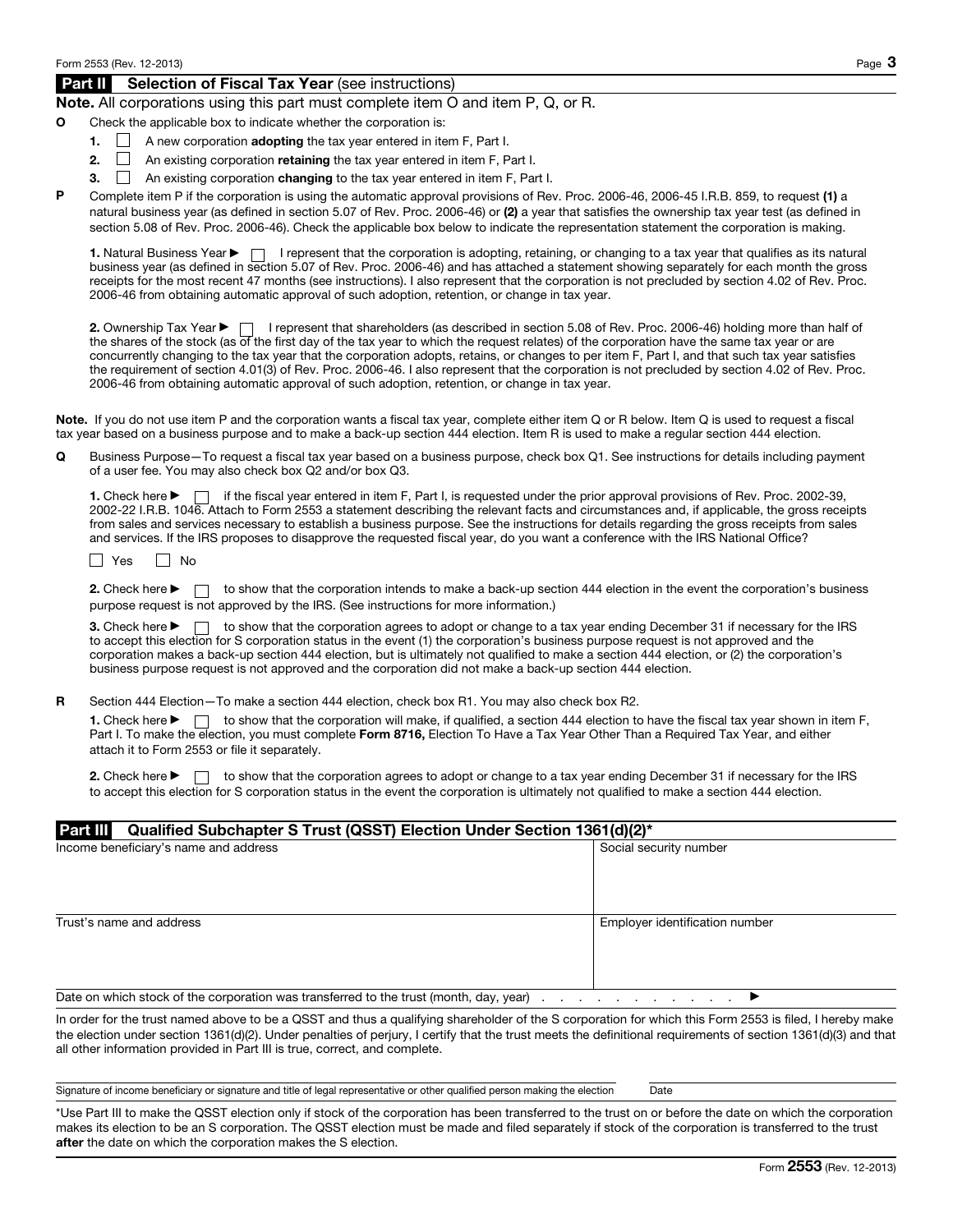## Part II Selection of Fiscal Tax Year (see instructions)

**Note.** All corporations using this part must complete item O and item P, Q, or R.

**O** Check the applicable box to indicate whether the corporation is:

1. ☐ A new corporation **adopting** the tax year entered in item F, Part I.
2. ☐ An existing corporation **retaining** the tax year entered in item F, Part I.
3. ☐ An existing corporation **changing** to the tax year entered in item F, Part I.

**P** Complete item P if the corporation is using the automatic approval provisions of Rev. Proc. 2006-46, 2006-45 I.R.B. 859, to request **(1)** a natural business year (as defined in section 5.07 of Rev. Proc. 2006-46) or **(2)** a year that satisfies the ownership tax year test (as defined in section 5.08 of Rev. Proc. 2006-46). Check the applicable box below to indicate the representation statement the corporation is making.

**1.** Natural Business Year ▶ ☐ I represent that the corporation is adopting, retaining, or changing to a tax year that qualifies as its natural business year (as defined in section 5.07 of Rev. Proc. 2006-46) and has attached a statement showing separately for each month the gross receipts for the most recent 47 months (see instructions). I also represent that the corporation is not precluded by section 4.02 of Rev. Proc. 2006-46 from obtaining automatic approval of such adoption, retention, or change in tax year.

**2.** Ownership Tax Year ▶ ☐ I represent that shareholders (as described in section 5.08 of Rev. Proc. 2006-46) holding more than half of the shares of the stock (as of the first day of the tax year to which the request relates) of the corporation have the same tax year or are concurrently changing to the tax year that the corporation adopts, retains, or changes to per item F, Part I, and that such tax year satisfies the requirement of section 4.01(3) of Rev. Proc. 2006-46. I also represent that the corporation is not precluded by section 4.02 of Rev. Proc. 2006-46 from obtaining automatic approval of such adoption, retention, or change in tax year.

**Note.** If you do not use item P and the corporation wants a fiscal tax year, complete either item Q or R below. Item Q is used to request a fiscal tax year based on a business purpose and to make a back-up section 444 election. Item R is used to make a regular section 444 election.

**Q** Business Purpose—To request a fiscal tax year based on a business purpose, check box Q1. See instructions for details including payment of a user fee. You may also check box Q2 and/or box Q3.

**1.** Check here ▶ ☐ if the fiscal year entered in item F, Part I, is requested under the prior approval provisions of Rev. Proc. 2002-39, 2002-22 I.R.B. 1046. Attach to Form 2553 a statement describing the relevant facts and circumstances and, if applicable, the gross receipts from sales and services necessary to establish a business purpose. See the instructions for details regarding the gross receipts from sales and services. If the IRS proposes to disapprove the requested fiscal year, do you want a conference with the IRS National Office?

☐ Yes ☐ No

**2.** Check here ▶ ☐ to show that the corporation intends to make a back-up section 444 election in the event the corporation's business purpose request is not approved by the IRS. (See instructions for more information.)

**3.** Check here ▶ ☐ to show that the corporation agrees to adopt or change to a tax year ending December 31 if necessary for the IRS to accept this election for S corporation status in the event (1) the corporation's business purpose request is not approved and the corporation makes a back-up section 444 election, but is ultimately not qualified to make a section 444 election, or (2) the corporation's business purpose request is not approved and the corporation did not make a back-up section 444 election.

**R** Section 444 Election—To make a section 444 election, check box R1. You may also check box R2.

**1.** Check here ▶ ☐ to show that the corporation will make, if qualified, a section 444 election to have the fiscal tax year shown in item F, Part I. To make the election, you must complete **Form 8716,** Election To Have a Tax Year Other Than a Required Tax Year, and either attach it to Form 2553 or file it separately.

**2.** Check here ▶ ☐ to show that the corporation agrees to adopt or change to a tax year ending December 31 if necessary for the IRS to accept this election for S corporation status in the event the corporation is ultimately not qualified to make a section 444 election.

## Part III Qualified Subchapter S Trust (QSST) Election Under Section 1361(d)(2)*

| Income beneficiary's name and address | Social security number |
|---|---|
| | |
| **Trust's name and address** | **Employer identification number** |
| | |

Date on which stock of the corporation was transferred to the trust (month, day, year) . . . . . . . . . . . . ▶

In order for the trust named above to be a QSST and thus a qualifying shareholder of the S corporation for which this Form 2553 is filed, I hereby make the election under section 1361(d)(2). Under penalties of perjury, I certify that the trust meets the definitional requirements of section 1361(d)(3) and that all other information provided in Part III is true, correct, and complete.

Signature of income beneficiary or signature and title of legal representative or other qualified person making the election | Date

*Use Part III to make the QSST election only if stock of the corporation has been transferred to the trust on or before the date on which the corporation makes its election to be an S corporation. The QSST election must be made and filed separately if stock of the corporation is transferred to the trust **after** the date on which the corporation makes the S election.

Form **2553** (Rev. 12-2013)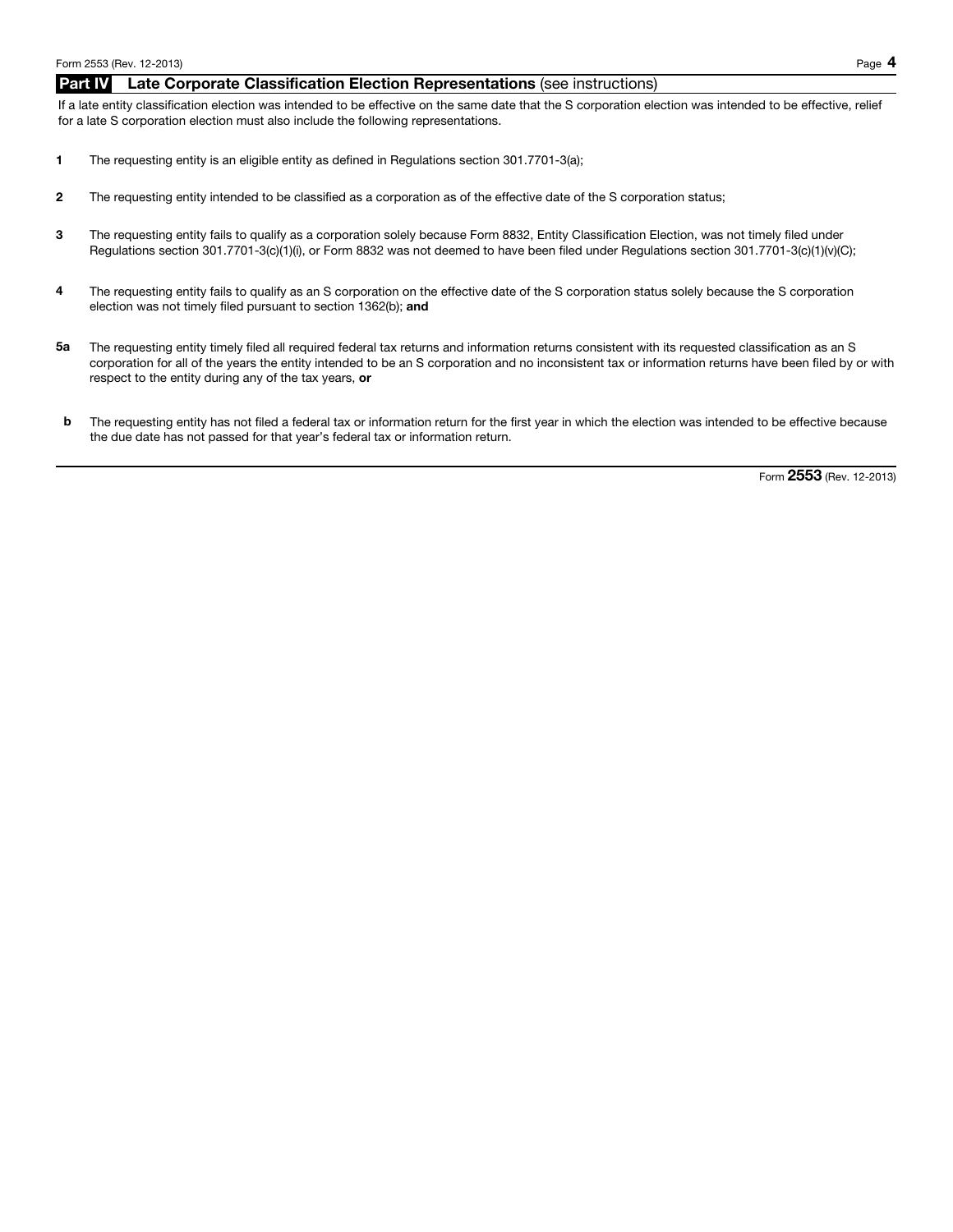## Part IV Late Corporate Classification Election Representations (see instructions)

If a late entity classification election was intended to be effective on the same date that the S corporation election was intended to be effective, relief for a late S corporation election must also include the following representations.

**1** The requesting entity is an eligible entity as defined in Regulations section 301.7701-3(a);

**2** The requesting entity intended to be classified as a corporation as of the effective date of the S corporation status;

**3** The requesting entity fails to qualify as a corporation solely because Form 8832, Entity Classification Election, was not timely filed under Regulations section 301.7701-3(c)(1)(i), or Form 8832 was not deemed to have been filed under Regulations section 301.7701-3(c)(1)(v)(C);

**4** The requesting entity fails to qualify as an S corporation on the effective date of the S corporation status solely because the S corporation election was not timely filed pursuant to section 1362(b); **and**

**5a** The requesting entity timely filed all required federal tax returns and information returns consistent with its requested classification as an S corporation for all of the years the entity intended to be an S corporation and no inconsistent tax or information returns have been filed by or with respect to the entity during any of the tax years, **or**

**b** The requesting entity has not filed a federal tax or information return for the first year in which the election was intended to be effective because the due date has not passed for that year's federal tax or information return.